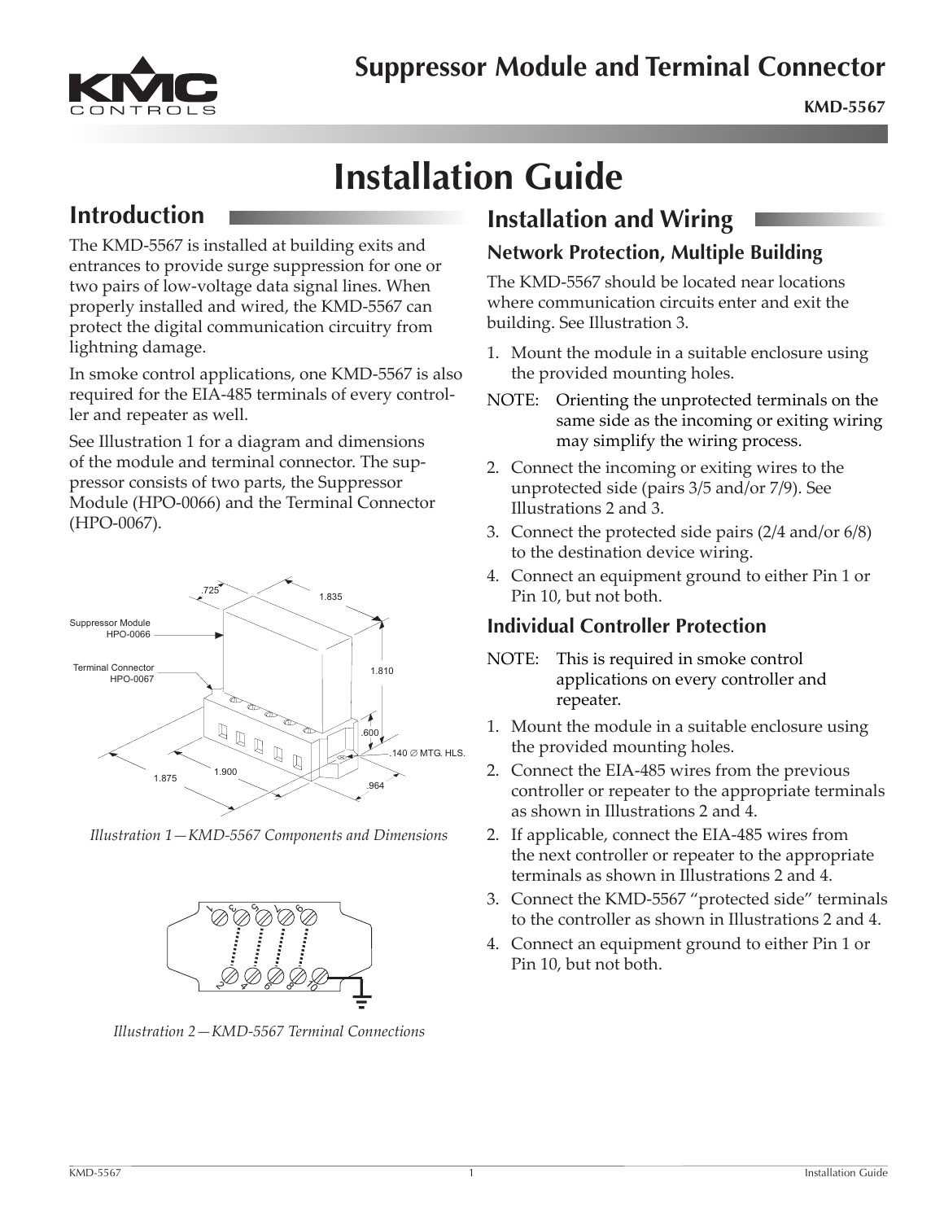# Suppressor Module and Terminal Connector

**KMD-5567**

# Installation Guide

## Introduction

The KMD-5567 is installed at building exits and entrances to provide surge suppression for one or two pairs of low-voltage data signal lines. When properly installed and wired, the KMD-5567 can protect the digital communication circuitry from lightning damage.

In smoke control applications, one KMD-5567 is also required for the EIA-485 terminals of every controller and repeater as well.

See Illustration 1 for a diagram and dimensions of the module and terminal connector. The suppressor consists of two parts, the Suppressor Module (HPO-0066) and the Terminal Connector (HPO-0067).

*Illustration 1—KMD-5567 Components and Dimensions*

*Illustration 2—KMD-5567 Terminal Connections*

## Installation and Wiring

### Network Protection, Multiple Building

The KMD-5567 should be located near locations where communication circuits enter and exit the building. See Illustration 3.

1. Mount the module in a suitable enclosure using the provided mounting holes.

NOTE: Orienting the unprotected terminals on the same side as the incoming or exiting wiring may simplify the wiring process.

2. Connect the incoming or exiting wires to the unprotected side (pairs 3/5 and/or 7/9). See Illustrations 2 and 3.
3. Connect the protected side pairs (2/4 and/or 6/8) to the destination device wiring.
4. Connect an equipment ground to either Pin 1 or Pin 10, but not both.

### Individual Controller Protection

NOTE: This is required in smoke control applications on every controller and repeater.

1. Mount the module in a suitable enclosure using the provided mounting holes.
2. Connect the EIA-485 wires from the previous controller or repeater to the appropriate terminals as shown in Illustrations 2 and 4.
2. If applicable, connect the EIA-485 wires from the next controller or repeater to the appropriate terminals as shown in Illustrations 2 and 4.
3. Connect the KMD-5567 "protected side" terminals to the controller as shown in Illustrations 2 and 4.
4. Connect an equipment ground to either Pin 1 or Pin 10, but not both.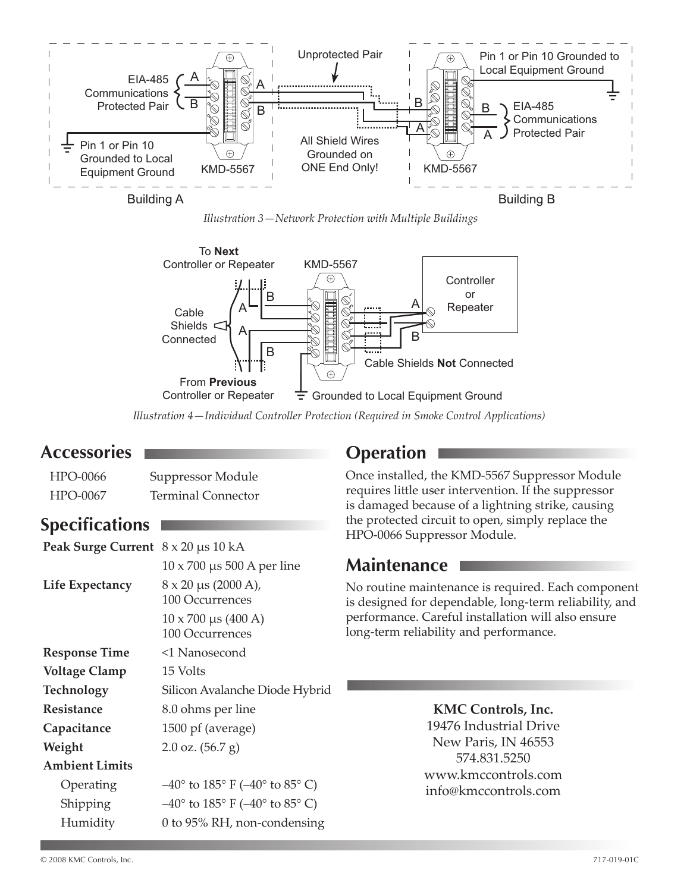Unprotected Pair

EIA-485 Communications Protected Pair

A

B

A

B

Pin 1 or Pin 10 Grounded to Local Equipment Ground

KMD-5567

All Shield Wires Grounded on ONE End Only!

Pin 1 or Pin 10 Grounded to Local Equipment Ground

B

A

B

A

EIA-485 Communications Protected Pair

KMD-5567

Building A

Building B

*Illustration 3—Network Protection with Multiple Buildings*

To **Next** Controller or Repeater

KMD-5567

Controller or Repeater

Cable Shields Connected

A

B

A

B

A

B

Cable Shields **Not** Connected

From **Previous** Controller or Repeater

Grounded to Local Equipment Ground

*Illustration 4—Individual Controller Protection (Required in Smoke Control Applications)*

## Accessories

| | |
|---|---|
| HPO-0066 | Suppressor Module |
| HPO-0067 | Terminal Connector |

## Specifications

| | |
|---|---|
| **Peak Surge Current** | 8 x 20 µs 10 kA |
| | 10 x 700 µs 500 A per line |
| **Life Expectancy** | 8 x 20 µs (2000 A), 100 Occurrences |
| | 10 x 700 µs (400 A) 100 Occurrences |
| **Response Time** | <1 Nanosecond |
| **Voltage Clamp** | 15 Volts |
| **Technology** | Silicon Avalanche Diode Hybrid |
| **Resistance** | 8.0 ohms per line |
| **Capacitance** | 1500 pf (average) |
| **Weight** | 2.0 oz. (56.7 g) |
| **Ambient Limits** | |
| Operating | –40° to 185° F (–40° to 85° C) |
| Shipping | –40° to 185° F (–40° to 85° C) |
| Humidity | 0 to 95% RH, non-condensing |

## Operation

Once installed, the KMD-5567 Suppressor Module requires little user intervention. If the suppressor is damaged because of a lightning strike, causing the protected circuit to open, simply replace the HPO-0066 Suppressor Module.

## Maintenance

No routine maintenance is required. Each component is designed for dependable, long-term reliability, and performance. Careful installation will also ensure long-term reliability and performance.

**KMC Controls, Inc.**
19476 Industrial Drive
New Paris, IN 46553
574.831.5250
www.kmccontrols.com
info@kmccontrols.com

© 2008 KMC Controls, Inc.

717-019-01C